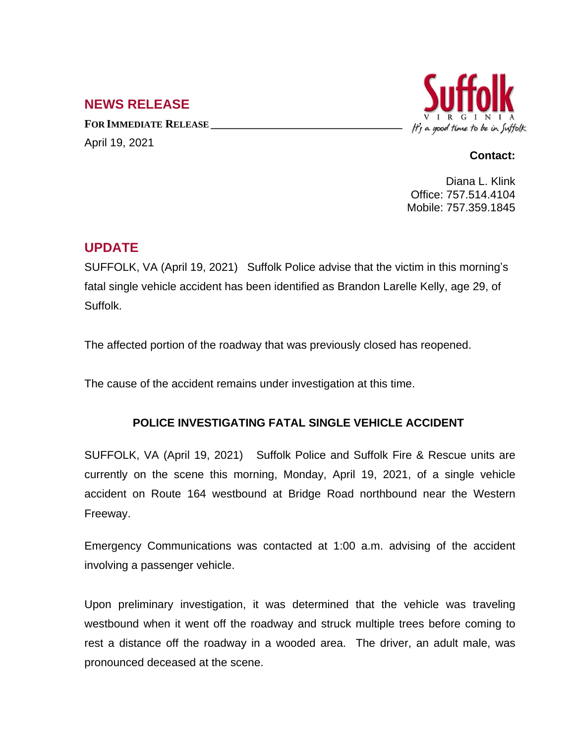## NEWS RELEASE

**FOR IMMEDIATE RELEASE**

April 19, 2021

**Contact:**

Diana L. Klink
Office: 757.514.4104
Mobile: 757.359.1845

## UPDATE

SUFFOLK, VA (April 19, 2021) Suffolk Police advise that the victim in this morning's fatal single vehicle accident has been identified as Brandon Larelle Kelly, age 29, of Suffolk.

The affected portion of the roadway that was previously closed has reopened.

The cause of the accident remains under investigation at this time.

### POLICE INVESTIGATING FATAL SINGLE VEHICLE ACCIDENT

SUFFOLK, VA (April 19, 2021) Suffolk Police and Suffolk Fire & Rescue units are currently on the scene this morning, Monday, April 19, 2021, of a single vehicle accident on Route 164 westbound at Bridge Road northbound near the Western Freeway.

Emergency Communications was contacted at 1:00 a.m. advising of the accident involving a passenger vehicle.

Upon preliminary investigation, it was determined that the vehicle was traveling westbound when it went off the roadway and struck multiple trees before coming to rest a distance off the roadway in a wooded area. The driver, an adult male, was pronounced deceased at the scene.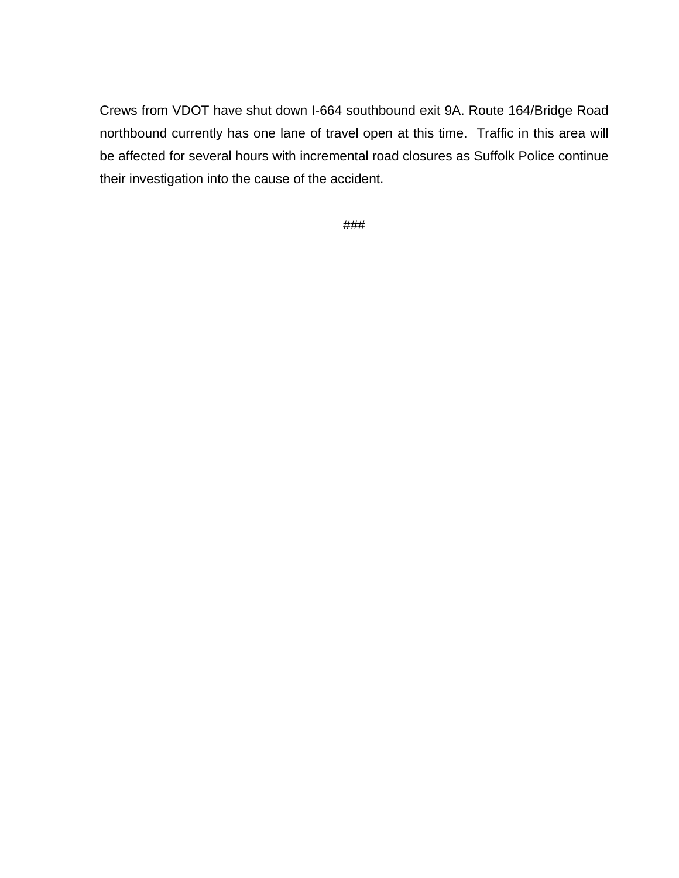Crews from VDOT have shut down I-664 southbound exit 9A. Route 164/Bridge Road northbound currently has one lane of travel open at this time. Traffic in this area will be affected for several hours with incremental road closures as Suffolk Police continue their investigation into the cause of the accident.

###